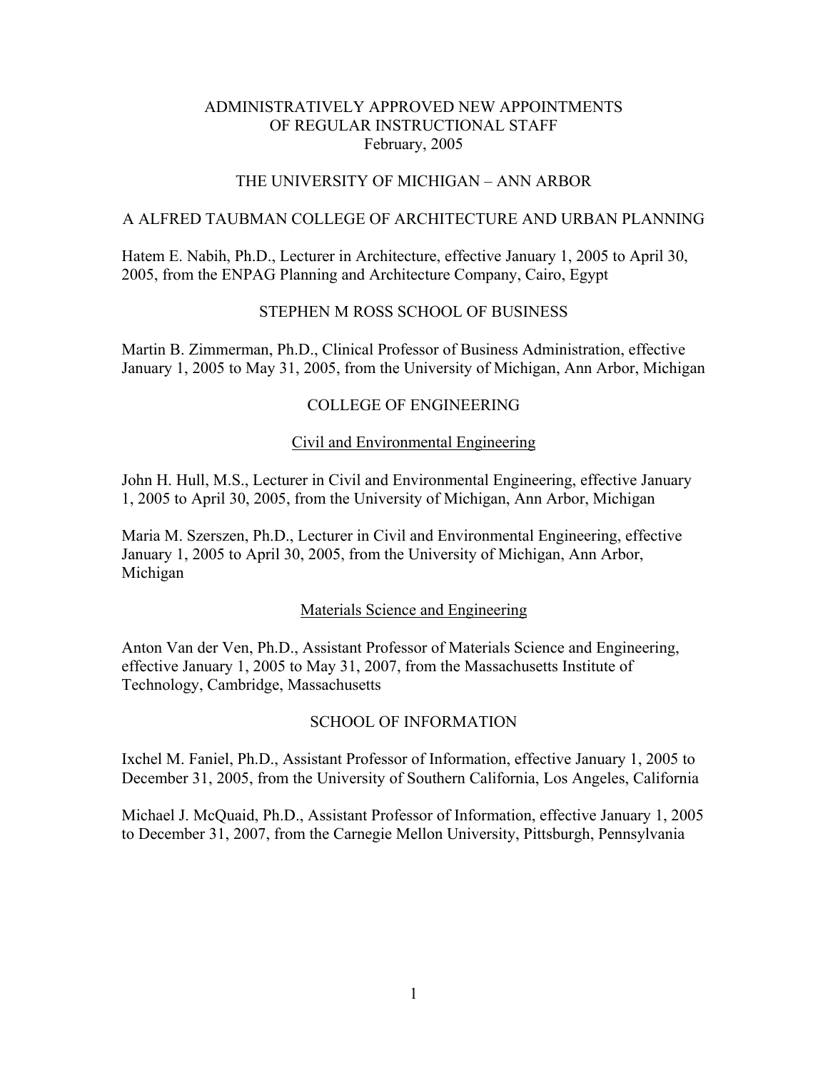# ADMINISTRATIVELY APPROVED NEW APPOINTMENTS OF REGULAR INSTRUCTIONAL STAFF
February, 2005

## THE UNIVERSITY OF MICHIGAN – ANN ARBOR

### A ALFRED TAUBMAN COLLEGE OF ARCHITECTURE AND URBAN PLANNING

Hatem E. Nabih, Ph.D., Lecturer in Architecture, effective January 1, 2005 to April 30, 2005, from the ENPAG Planning and Architecture Company, Cairo, Egypt

### STEPHEN M ROSS SCHOOL OF BUSINESS

Martin B. Zimmerman, Ph.D., Clinical Professor of Business Administration, effective January 1, 2005 to May 31, 2005, from the University of Michigan, Ann Arbor, Michigan

### COLLEGE OF ENGINEERING

#### Civil and Environmental Engineering

John H. Hull, M.S., Lecturer in Civil and Environmental Engineering, effective January 1, 2005 to April 30, 2005, from the University of Michigan, Ann Arbor, Michigan

Maria M. Szerszen, Ph.D., Lecturer in Civil and Environmental Engineering, effective January 1, 2005 to April 30, 2005, from the University of Michigan, Ann Arbor, Michigan

#### Materials Science and Engineering

Anton Van der Ven, Ph.D., Assistant Professor of Materials Science and Engineering, effective January 1, 2005 to May 31, 2007, from the Massachusetts Institute of Technology, Cambridge, Massachusetts

### SCHOOL OF INFORMATION

Ixchel M. Faniel, Ph.D., Assistant Professor of Information, effective January 1, 2005 to December 31, 2005, from the University of Southern California, Los Angeles, California

Michael J. McQuaid, Ph.D., Assistant Professor of Information, effective January 1, 2005 to December 31, 2007, from the Carnegie Mellon University, Pittsburgh, Pennsylvania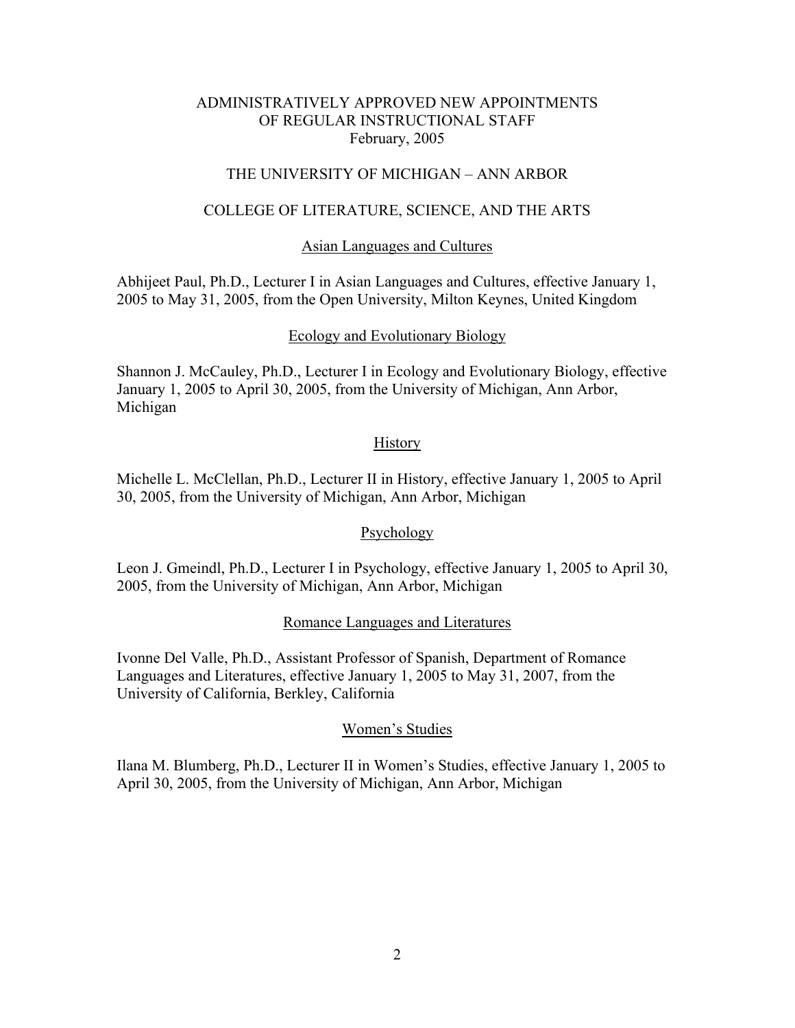# ADMINISTRATIVELY APPROVED NEW APPOINTMENTS OF REGULAR INSTRUCTIONAL STAFF
February, 2005

## THE UNIVERSITY OF MICHIGAN – ANN ARBOR

## COLLEGE OF LITERATURE, SCIENCE, AND THE ARTS

### Asian Languages and Cultures

Abhijeet Paul, Ph.D., Lecturer I in Asian Languages and Cultures, effective January 1, 2005 to May 31, 2005, from the Open University, Milton Keynes, United Kingdom

### Ecology and Evolutionary Biology

Shannon J. McCauley, Ph.D., Lecturer I in Ecology and Evolutionary Biology, effective January 1, 2005 to April 30, 2005, from the University of Michigan, Ann Arbor, Michigan

### History

Michelle L. McClellan, Ph.D., Lecturer II in History, effective January 1, 2005 to April 30, 2005, from the University of Michigan, Ann Arbor, Michigan

### Psychology

Leon J. Gmeindl, Ph.D., Lecturer I in Psychology, effective January 1, 2005 to April 30, 2005, from the University of Michigan, Ann Arbor, Michigan

### Romance Languages and Literatures

Ivonne Del Valle, Ph.D., Assistant Professor of Spanish, Department of Romance Languages and Literatures, effective January 1, 2005 to May 31, 2007, from the University of California, Berkley, California

### Women's Studies

Ilana M. Blumberg, Ph.D., Lecturer II in Women's Studies, effective January 1, 2005 to April 30, 2005, from the University of Michigan, Ann Arbor, Michigan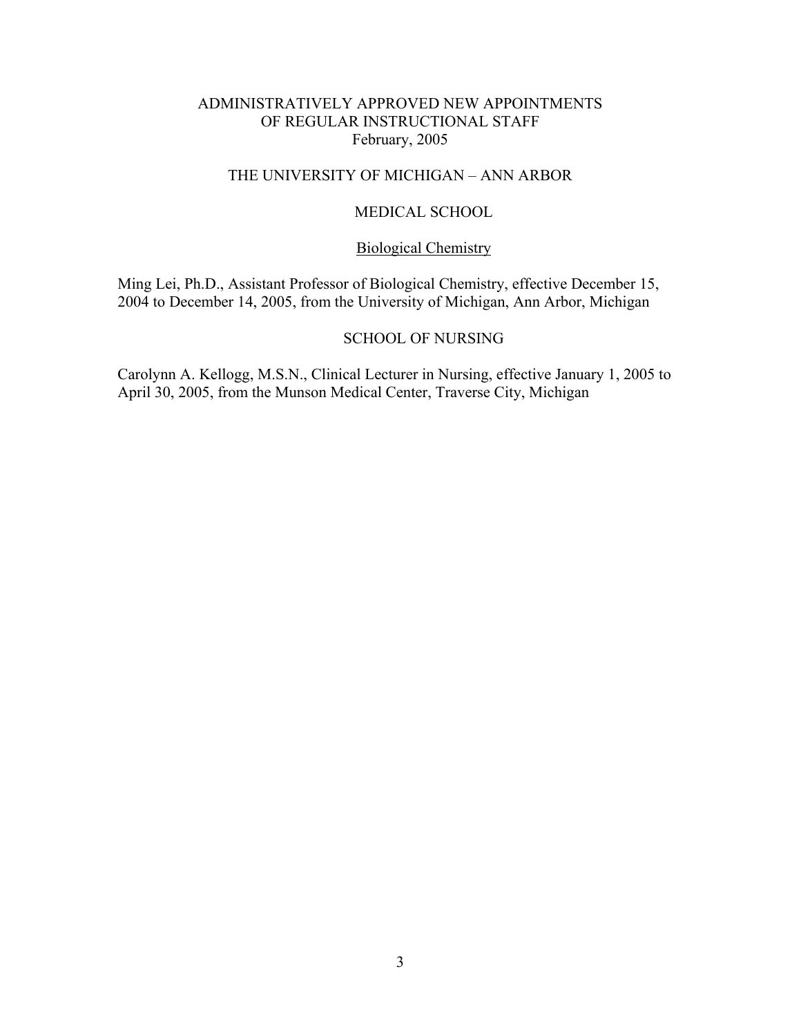# ADMINISTRATIVELY APPROVED NEW APPOINTMENTS OF REGULAR INSTRUCTIONAL STAFF
February, 2005

## THE UNIVERSITY OF MICHIGAN – ANN ARBOR

### MEDICAL SCHOOL

#### Biological Chemistry

Ming Lei, Ph.D., Assistant Professor of Biological Chemistry, effective December 15, 2004 to December 14, 2005, from the University of Michigan, Ann Arbor, Michigan

### SCHOOL OF NURSING

Carolynn A. Kellogg, M.S.N., Clinical Lecturer in Nursing, effective January 1, 2005 to April 30, 2005, from the Munson Medical Center, Traverse City, Michigan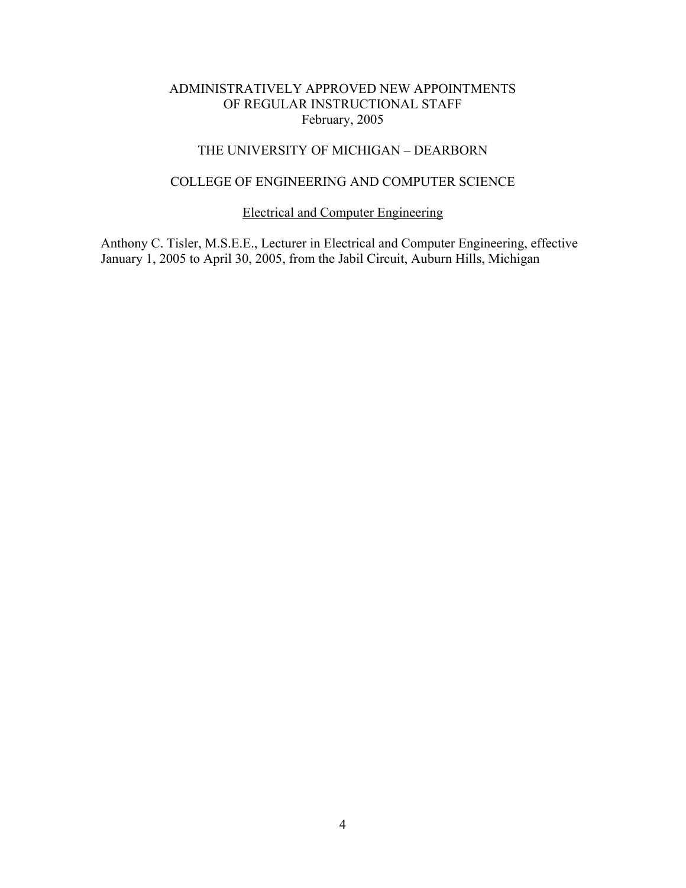# ADMINISTRATIVELY APPROVED NEW APPOINTMENTS OF REGULAR INSTRUCTIONAL STAFF
February, 2005

## THE UNIVERSITY OF MICHIGAN – DEARBORN

## COLLEGE OF ENGINEERING AND COMPUTER SCIENCE

### Electrical and Computer Engineering

Anthony C. Tisler, M.S.E.E., Lecturer in Electrical and Computer Engineering, effective January 1, 2005 to April 30, 2005, from the Jabil Circuit, Auburn Hills, Michigan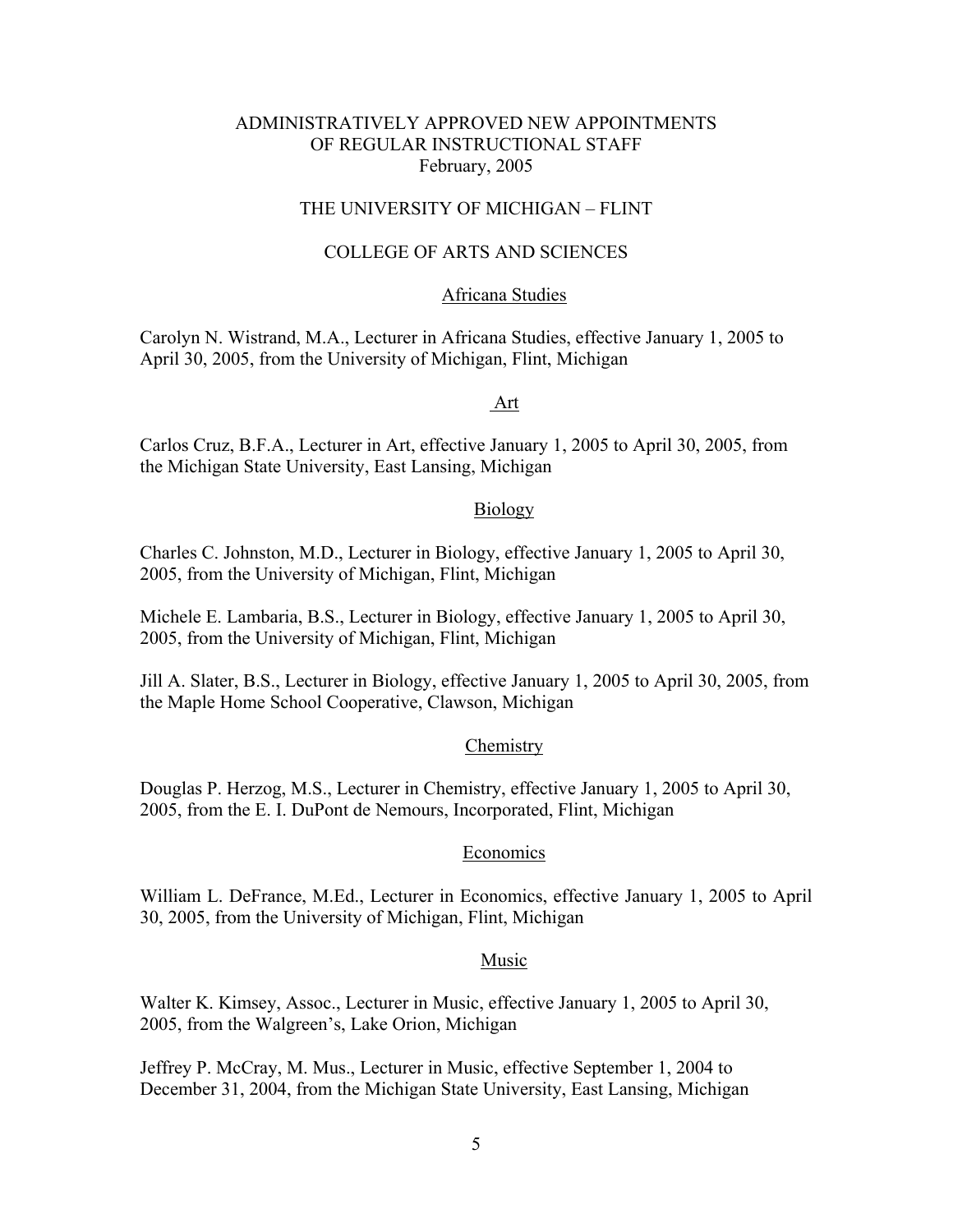# ADMINISTRATIVELY APPROVED NEW APPOINTMENTS OF REGULAR INSTRUCTIONAL STAFF
February, 2005

## THE UNIVERSITY OF MICHIGAN – FLINT

## COLLEGE OF ARTS AND SCIENCES

### Africana Studies

Carolyn N. Wistrand, M.A., Lecturer in Africana Studies, effective January 1, 2005 to April 30, 2005, from the University of Michigan, Flint, Michigan

### Art

Carlos Cruz, B.F.A., Lecturer in Art, effective January 1, 2005 to April 30, 2005, from the Michigan State University, East Lansing, Michigan

### Biology

Charles C. Johnston, M.D., Lecturer in Biology, effective January 1, 2005 to April 30, 2005, from the University of Michigan, Flint, Michigan

Michele E. Lambaria, B.S., Lecturer in Biology, effective January 1, 2005 to April 30, 2005, from the University of Michigan, Flint, Michigan

Jill A. Slater, B.S., Lecturer in Biology, effective January 1, 2005 to April 30, 2005, from the Maple Home School Cooperative, Clawson, Michigan

### Chemistry

Douglas P. Herzog, M.S., Lecturer in Chemistry, effective January 1, 2005 to April 30, 2005, from the E. I. DuPont de Nemours, Incorporated, Flint, Michigan

### Economics

William L. DeFrance, M.Ed., Lecturer in Economics, effective January 1, 2005 to April 30, 2005, from the University of Michigan, Flint, Michigan

### Music

Walter K. Kimsey, Assoc., Lecturer in Music, effective January 1, 2005 to April 30, 2005, from the Walgreen's, Lake Orion, Michigan

Jeffrey P. McCray, M. Mus., Lecturer in Music, effective September 1, 2004 to December 31, 2004, from the Michigan State University, East Lansing, Michigan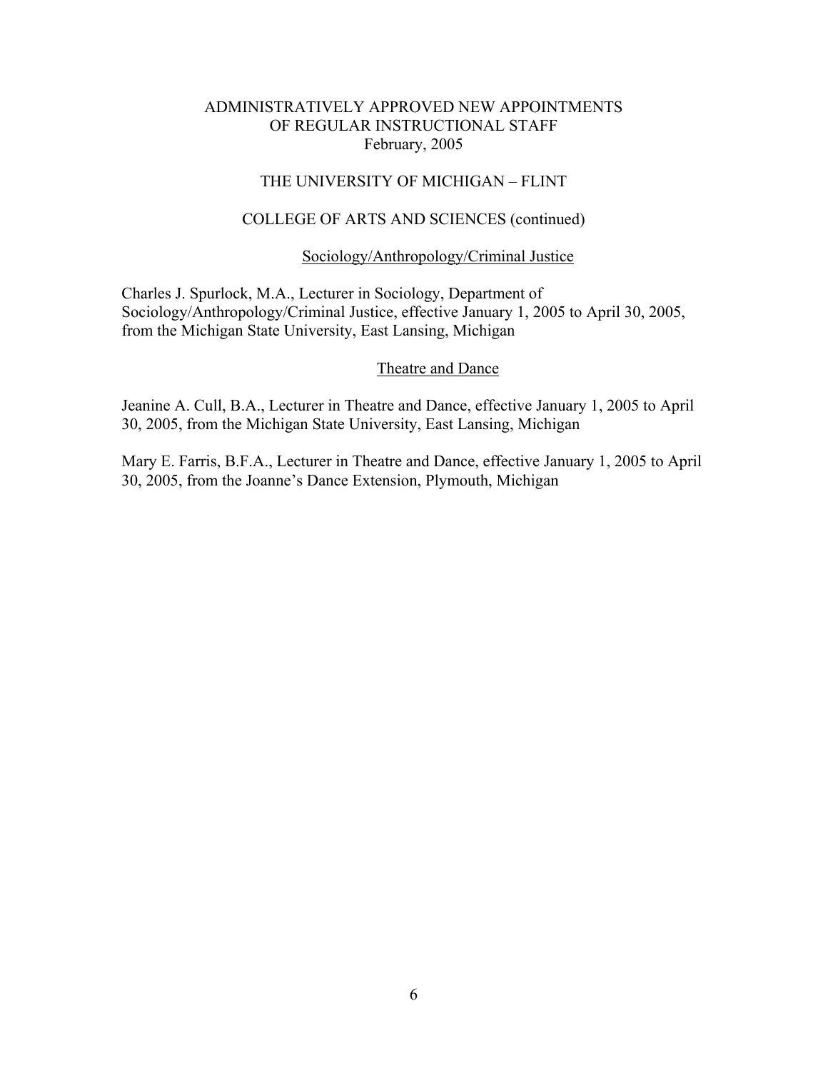# ADMINISTRATIVELY APPROVED NEW APPOINTMENTS OF REGULAR INSTRUCTIONAL STAFF
February, 2005

## THE UNIVERSITY OF MICHIGAN – FLINT

## COLLEGE OF ARTS AND SCIENCES (continued)

### Sociology/Anthropology/Criminal Justice

Charles J. Spurlock, M.A., Lecturer in Sociology, Department of Sociology/Anthropology/Criminal Justice, effective January 1, 2005 to April 30, 2005, from the Michigan State University, East Lansing, Michigan

### Theatre and Dance

Jeanine A. Cull, B.A., Lecturer in Theatre and Dance, effective January 1, 2005 to April 30, 2005, from the Michigan State University, East Lansing, Michigan

Mary E. Farris, B.F.A., Lecturer in Theatre and Dance, effective January 1, 2005 to April 30, 2005, from the Joanne's Dance Extension, Plymouth, Michigan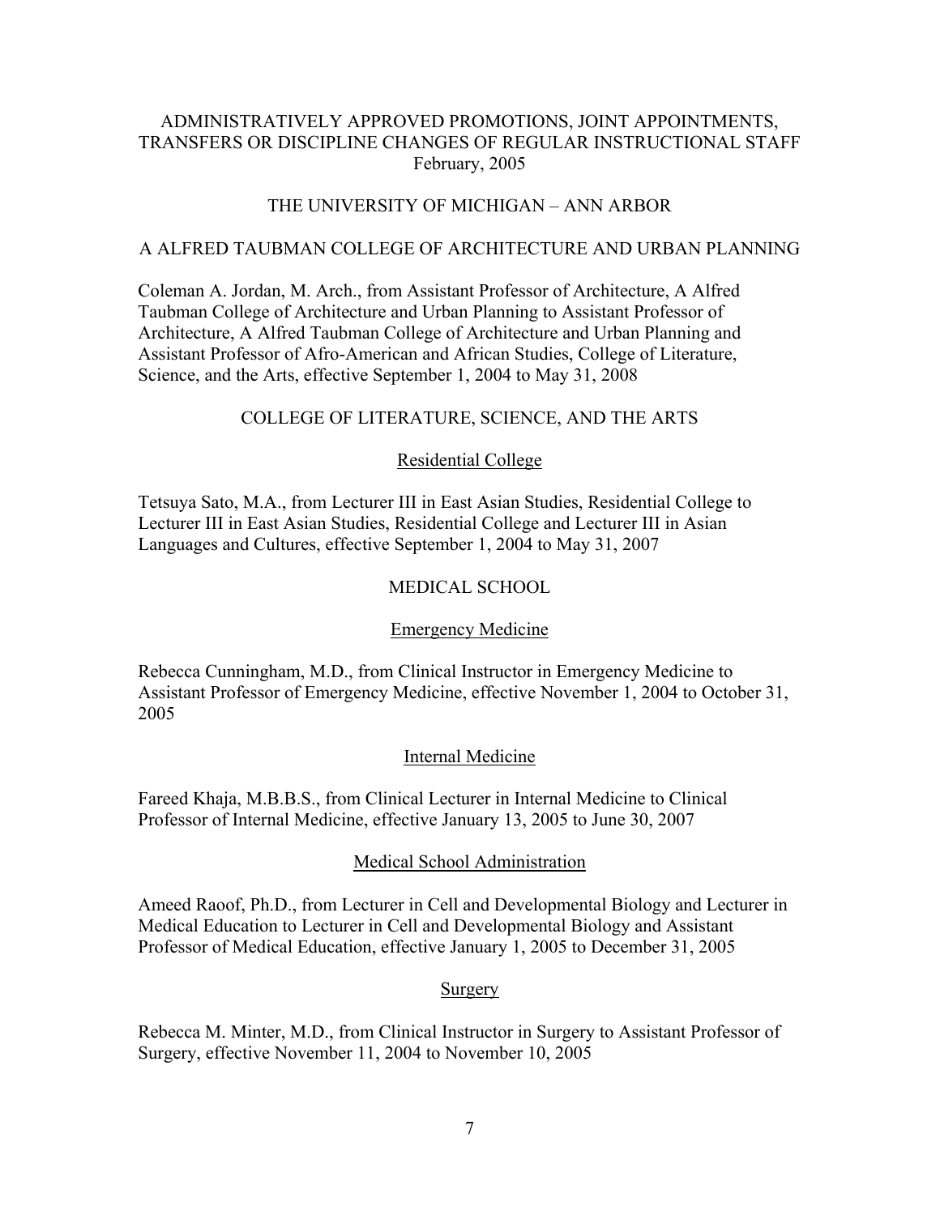# ADMINISTRATIVELY APPROVED PROMOTIONS, JOINT APPOINTMENTS, TRANSFERS OR DISCIPLINE CHANGES OF REGULAR INSTRUCTIONAL STAFF
February, 2005

## THE UNIVERSITY OF MICHIGAN – ANN ARBOR

### A ALFRED TAUBMAN COLLEGE OF ARCHITECTURE AND URBAN PLANNING

Coleman A. Jordan, M. Arch., from Assistant Professor of Architecture, A Alfred Taubman College of Architecture and Urban Planning to Assistant Professor of Architecture, A Alfred Taubman College of Architecture and Urban Planning and Assistant Professor of Afro-American and African Studies, College of Literature, Science, and the Arts, effective September 1, 2004 to May 31, 2008

### COLLEGE OF LITERATURE, SCIENCE, AND THE ARTS

#### Residential College

Tetsuya Sato, M.A., from Lecturer III in East Asian Studies, Residential College to Lecturer III in East Asian Studies, Residential College and Lecturer III in Asian Languages and Cultures, effective September 1, 2004 to May 31, 2007

### MEDICAL SCHOOL

#### Emergency Medicine

Rebecca Cunningham, M.D., from Clinical Instructor in Emergency Medicine to Assistant Professor of Emergency Medicine, effective November 1, 2004 to October 31, 2005

#### Internal Medicine

Fareed Khaja, M.B.B.S., from Clinical Lecturer in Internal Medicine to Clinical Professor of Internal Medicine, effective January 13, 2005 to June 30, 2007

#### Medical School Administration

Ameed Raoof, Ph.D., from Lecturer in Cell and Developmental Biology and Lecturer in Medical Education to Lecturer in Cell and Developmental Biology and Assistant Professor of Medical Education, effective January 1, 2005 to December 31, 2005

#### Surgery

Rebecca M. Minter, M.D., from Clinical Instructor in Surgery to Assistant Professor of Surgery, effective November 11, 2004 to November 10, 2005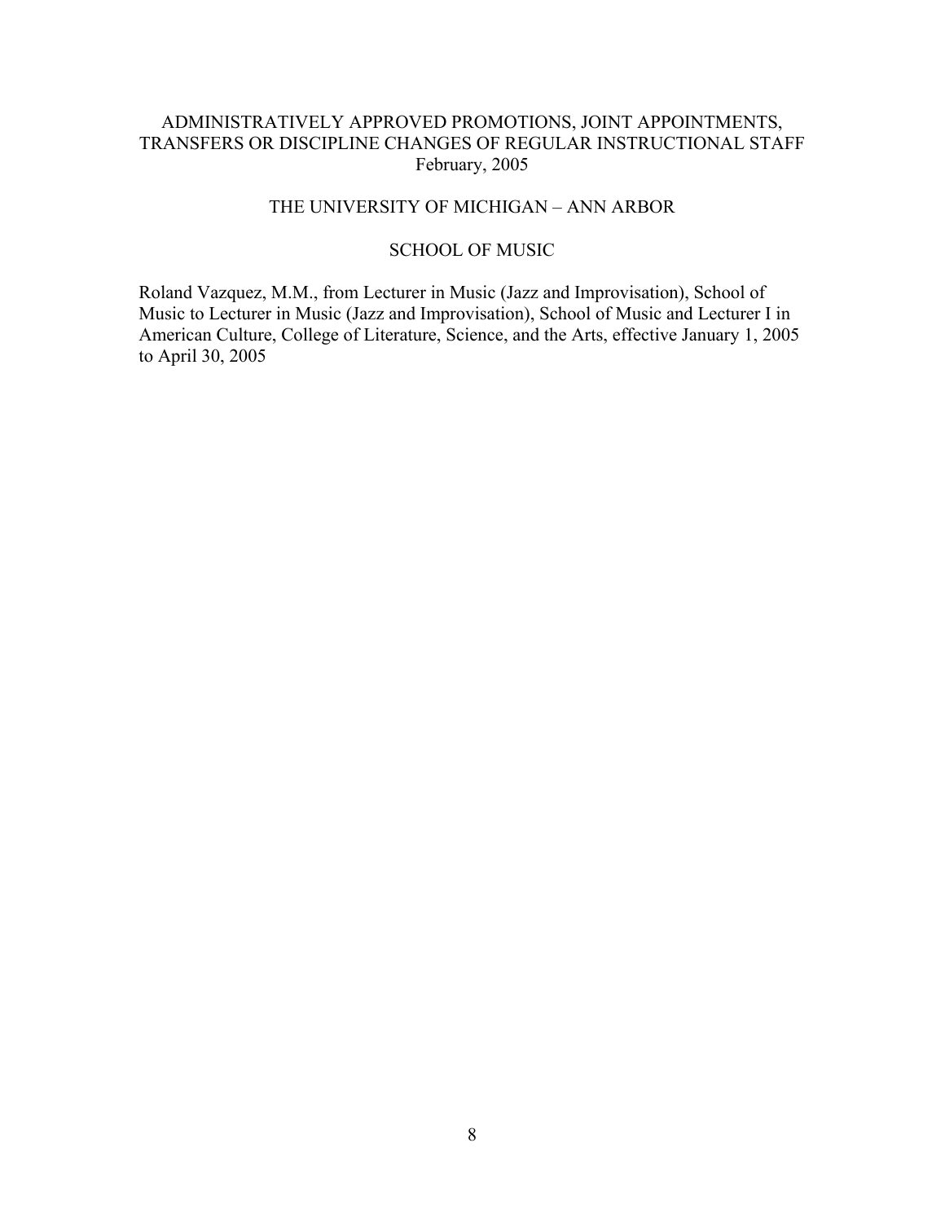# ADMINISTRATIVELY APPROVED PROMOTIONS, JOINT APPOINTMENTS, TRANSFERS OR DISCIPLINE CHANGES OF REGULAR INSTRUCTIONAL STAFF
February, 2005

## THE UNIVERSITY OF MICHIGAN – ANN ARBOR

### SCHOOL OF MUSIC

Roland Vazquez, M.M., from Lecturer in Music (Jazz and Improvisation), School of Music to Lecturer in Music (Jazz and Improvisation), School of Music and Lecturer I in American Culture, College of Literature, Science, and the Arts, effective January 1, 2005 to April 30, 2005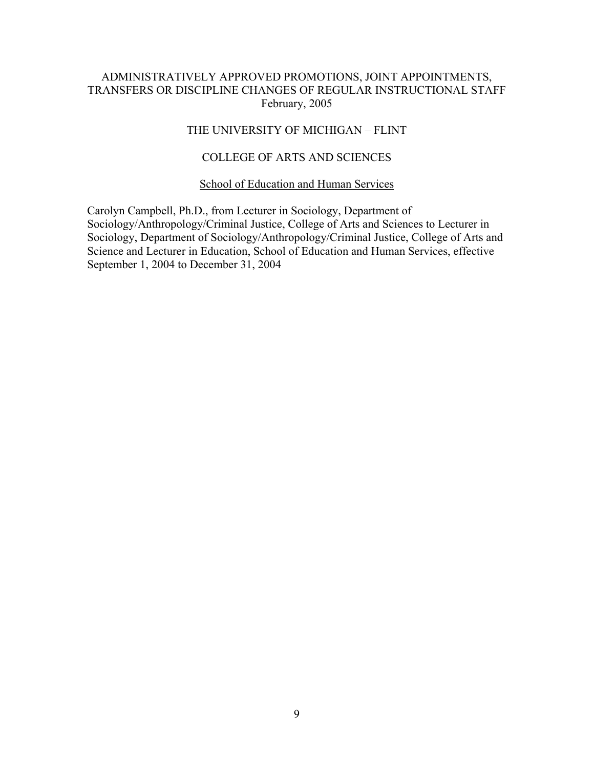ADMINISTRATIVELY APPROVED PROMOTIONS, JOINT APPOINTMENTS, TRANSFERS OR DISCIPLINE CHANGES OF REGULAR INSTRUCTIONAL STAFF
February, 2005

THE UNIVERSITY OF MICHIGAN – FLINT

COLLEGE OF ARTS AND SCIENCES

School of Education and Human Services

Carolyn Campbell, Ph.D., from Lecturer in Sociology, Department of Sociology/Anthropology/Criminal Justice, College of Arts and Sciences to Lecturer in Sociology, Department of Sociology/Anthropology/Criminal Justice, College of Arts and Science and Lecturer in Education, School of Education and Human Services, effective September 1, 2004 to December 31, 2004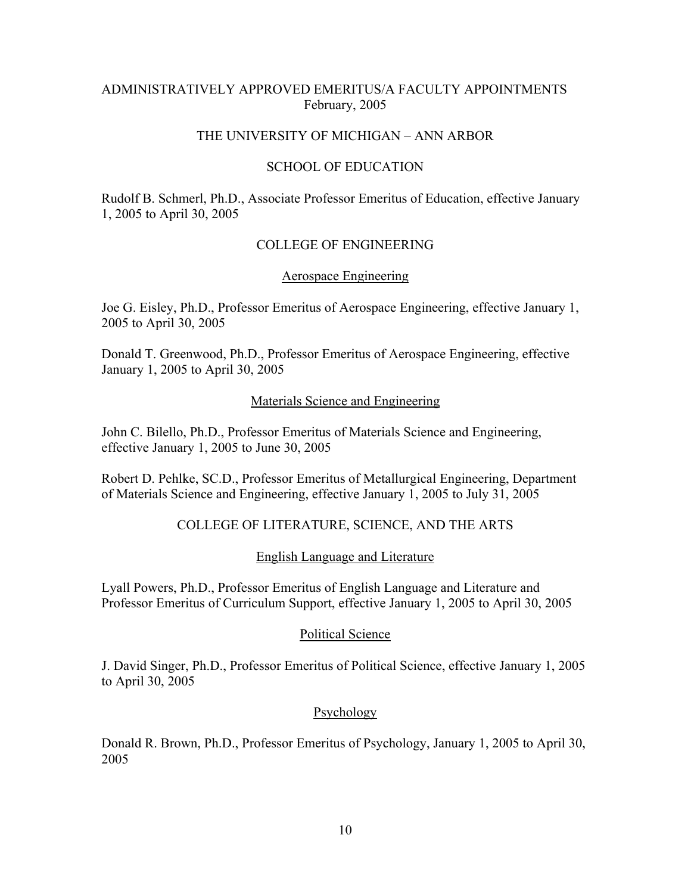# ADMINISTRATIVELY APPROVED EMERITUS/A FACULTY APPOINTMENTS
February, 2005

## THE UNIVERSITY OF MICHIGAN – ANN ARBOR

### SCHOOL OF EDUCATION

Rudolf B. Schmerl, Ph.D., Associate Professor Emeritus of Education, effective January 1, 2005 to April 30, 2005

### COLLEGE OF ENGINEERING

#### Aerospace Engineering

Joe G. Eisley, Ph.D., Professor Emeritus of Aerospace Engineering, effective January 1, 2005 to April 30, 2005

Donald T. Greenwood, Ph.D., Professor Emeritus of Aerospace Engineering, effective January 1, 2005 to April 30, 2005

#### Materials Science and Engineering

John C. Bilello, Ph.D., Professor Emeritus of Materials Science and Engineering, effective January 1, 2005 to June 30, 2005

Robert D. Pehlke, SC.D., Professor Emeritus of Metallurgical Engineering, Department of Materials Science and Engineering, effective January 1, 2005 to July 31, 2005

### COLLEGE OF LITERATURE, SCIENCE, AND THE ARTS

#### English Language and Literature

Lyall Powers, Ph.D., Professor Emeritus of English Language and Literature and Professor Emeritus of Curriculum Support, effective January 1, 2005 to April 30, 2005

#### Political Science

J. David Singer, Ph.D., Professor Emeritus of Political Science, effective January 1, 2005 to April 30, 2005

#### Psychology

Donald R. Brown, Ph.D., Professor Emeritus of Psychology, January 1, 2005 to April 30, 2005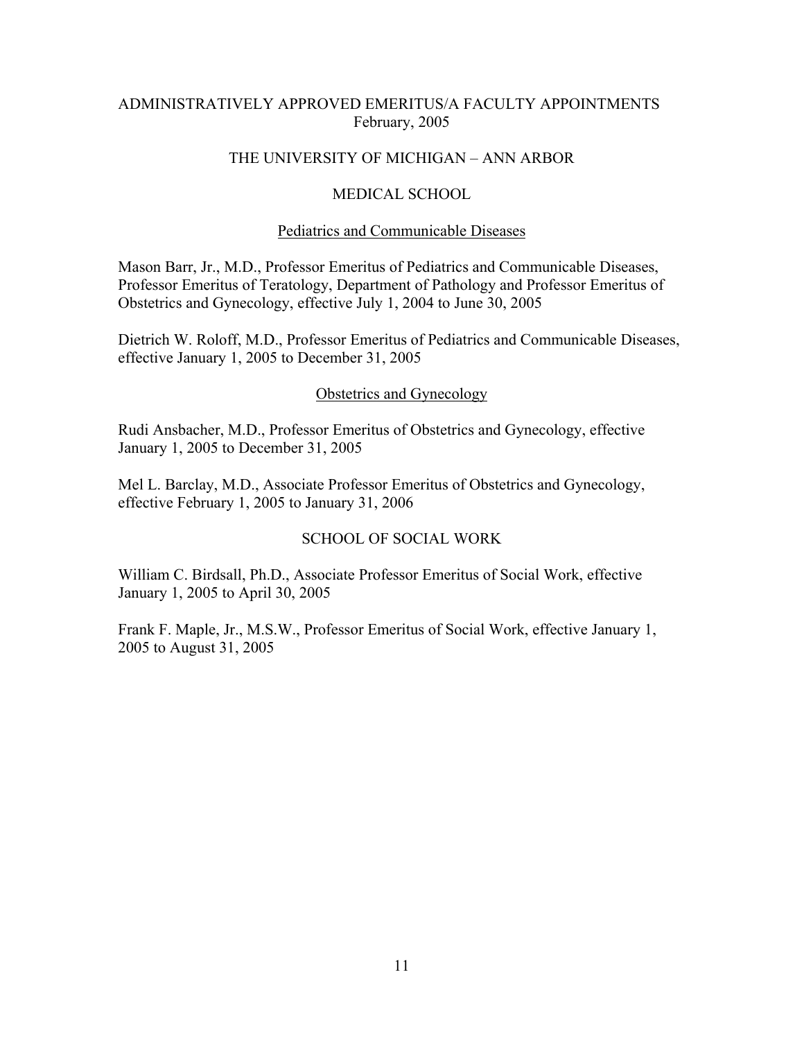# ADMINISTRATIVELY APPROVED EMERITUS/A FACULTY APPOINTMENTS
February, 2005

## THE UNIVERSITY OF MICHIGAN – ANN ARBOR

### MEDICAL SCHOOL

#### Pediatrics and Communicable Diseases

Mason Barr, Jr., M.D., Professor Emeritus of Pediatrics and Communicable Diseases, Professor Emeritus of Teratology, Department of Pathology and Professor Emeritus of Obstetrics and Gynecology, effective July 1, 2004 to June 30, 2005

Dietrich W. Roloff, M.D., Professor Emeritus of Pediatrics and Communicable Diseases, effective January 1, 2005 to December 31, 2005

#### Obstetrics and Gynecology

Rudi Ansbacher, M.D., Professor Emeritus of Obstetrics and Gynecology, effective January 1, 2005 to December 31, 2005

Mel L. Barclay, M.D., Associate Professor Emeritus of Obstetrics and Gynecology, effective February 1, 2005 to January 31, 2006

### SCHOOL OF SOCIAL WORK

William C. Birdsall, Ph.D., Associate Professor Emeritus of Social Work, effective January 1, 2005 to April 30, 2005

Frank F. Maple, Jr., M.S.W., Professor Emeritus of Social Work, effective January 1, 2005 to August 31, 2005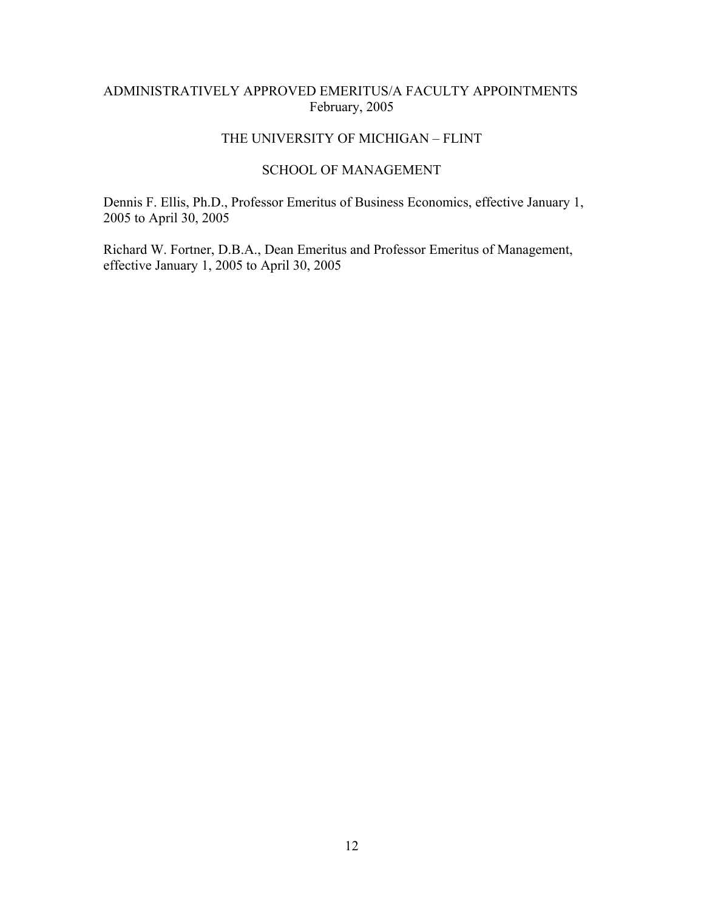ADMINISTRATIVELY APPROVED EMERITUS/A FACULTY APPOINTMENTS
February, 2005

THE UNIVERSITY OF MICHIGAN – FLINT

SCHOOL OF MANAGEMENT

Dennis F. Ellis, Ph.D., Professor Emeritus of Business Economics, effective January 1, 2005 to April 30, 2005

Richard W. Fortner, D.B.A., Dean Emeritus and Professor Emeritus of Management, effective January 1, 2005 to April 30, 2005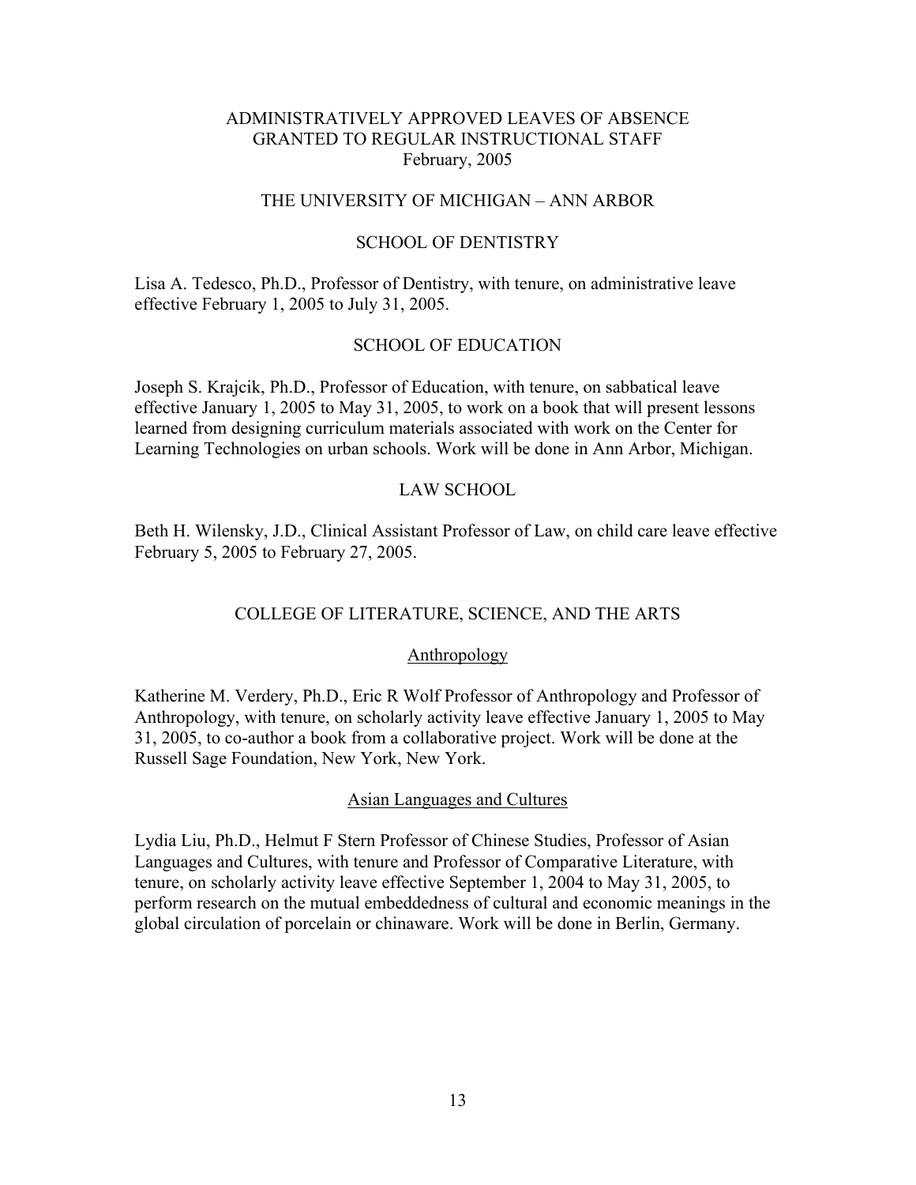# ADMINISTRATIVELY APPROVED LEAVES OF ABSENCE GRANTED TO REGULAR INSTRUCTIONAL STAFF

February, 2005

## THE UNIVERSITY OF MICHIGAN – ANN ARBOR

### SCHOOL OF DENTISTRY

Lisa A. Tedesco, Ph.D., Professor of Dentistry, with tenure, on administrative leave effective February 1, 2005 to July 31, 2005.

### SCHOOL OF EDUCATION

Joseph S. Krajcik, Ph.D., Professor of Education, with tenure, on sabbatical leave effective January 1, 2005 to May 31, 2005, to work on a book that will present lessons learned from designing curriculum materials associated with work on the Center for Learning Technologies on urban schools. Work will be done in Ann Arbor, Michigan.

### LAW SCHOOL

Beth H. Wilensky, J.D., Clinical Assistant Professor of Law, on child care leave effective February 5, 2005 to February 27, 2005.

### COLLEGE OF LITERATURE, SCIENCE, AND THE ARTS

#### Anthropology

Katherine M. Verdery, Ph.D., Eric R Wolf Professor of Anthropology and Professor of Anthropology, with tenure, on scholarly activity leave effective January 1, 2005 to May 31, 2005, to co-author a book from a collaborative project. Work will be done at the Russell Sage Foundation, New York, New York.

#### Asian Languages and Cultures

Lydia Liu, Ph.D., Helmut F Stern Professor of Chinese Studies, Professor of Asian Languages and Cultures, with tenure and Professor of Comparative Literature, with tenure, on scholarly activity leave effective September 1, 2004 to May 31, 2005, to perform research on the mutual embeddedness of cultural and economic meanings in the global circulation of porcelain or chinaware. Work will be done in Berlin, Germany.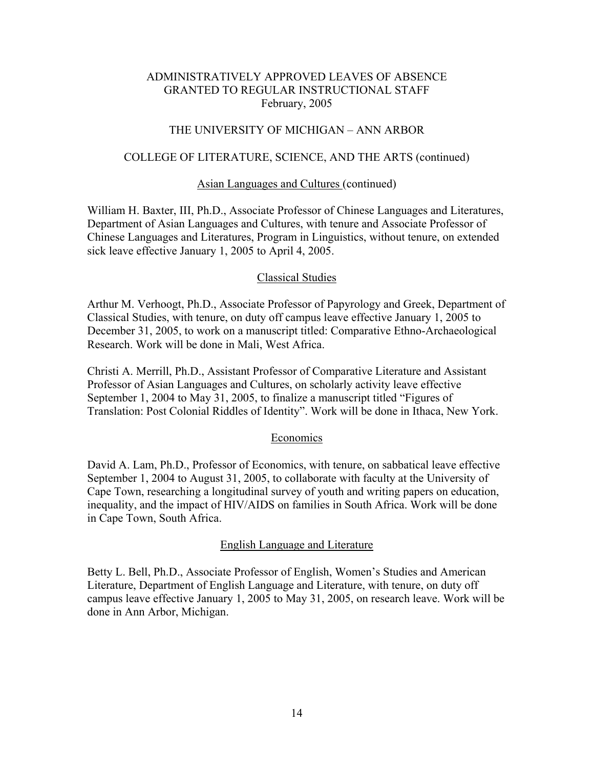ADMINISTRATIVELY APPROVED LEAVES OF ABSENCE
GRANTED TO REGULAR INSTRUCTIONAL STAFF
February, 2005

THE UNIVERSITY OF MICHIGAN – ANN ARBOR

COLLEGE OF LITERATURE, SCIENCE, AND THE ARTS (continued)

Asian Languages and Cultures (continued)

William H. Baxter, III, Ph.D., Associate Professor of Chinese Languages and Literatures, Department of Asian Languages and Cultures, with tenure and Associate Professor of Chinese Languages and Literatures, Program in Linguistics, without tenure, on extended sick leave effective January 1, 2005 to April 4, 2005.

Classical Studies

Arthur M. Verhoogt, Ph.D., Associate Professor of Papyrology and Greek, Department of Classical Studies, with tenure, on duty off campus leave effective January 1, 2005 to December 31, 2005, to work on a manuscript titled: Comparative Ethno-Archaeological Research. Work will be done in Mali, West Africa.

Christi A. Merrill, Ph.D., Assistant Professor of Comparative Literature and Assistant Professor of Asian Languages and Cultures, on scholarly activity leave effective September 1, 2004 to May 31, 2005, to finalize a manuscript titled "Figures of Translation: Post Colonial Riddles of Identity". Work will be done in Ithaca, New York.

Economics

David A. Lam, Ph.D., Professor of Economics, with tenure, on sabbatical leave effective September 1, 2004 to August 31, 2005, to collaborate with faculty at the University of Cape Town, researching a longitudinal survey of youth and writing papers on education, inequality, and the impact of HIV/AIDS on families in South Africa. Work will be done in Cape Town, South Africa.

English Language and Literature

Betty L. Bell, Ph.D., Associate Professor of English, Women's Studies and American Literature, Department of English Language and Literature, with tenure, on duty off campus leave effective January 1, 2005 to May 31, 2005, on research leave. Work will be done in Ann Arbor, Michigan.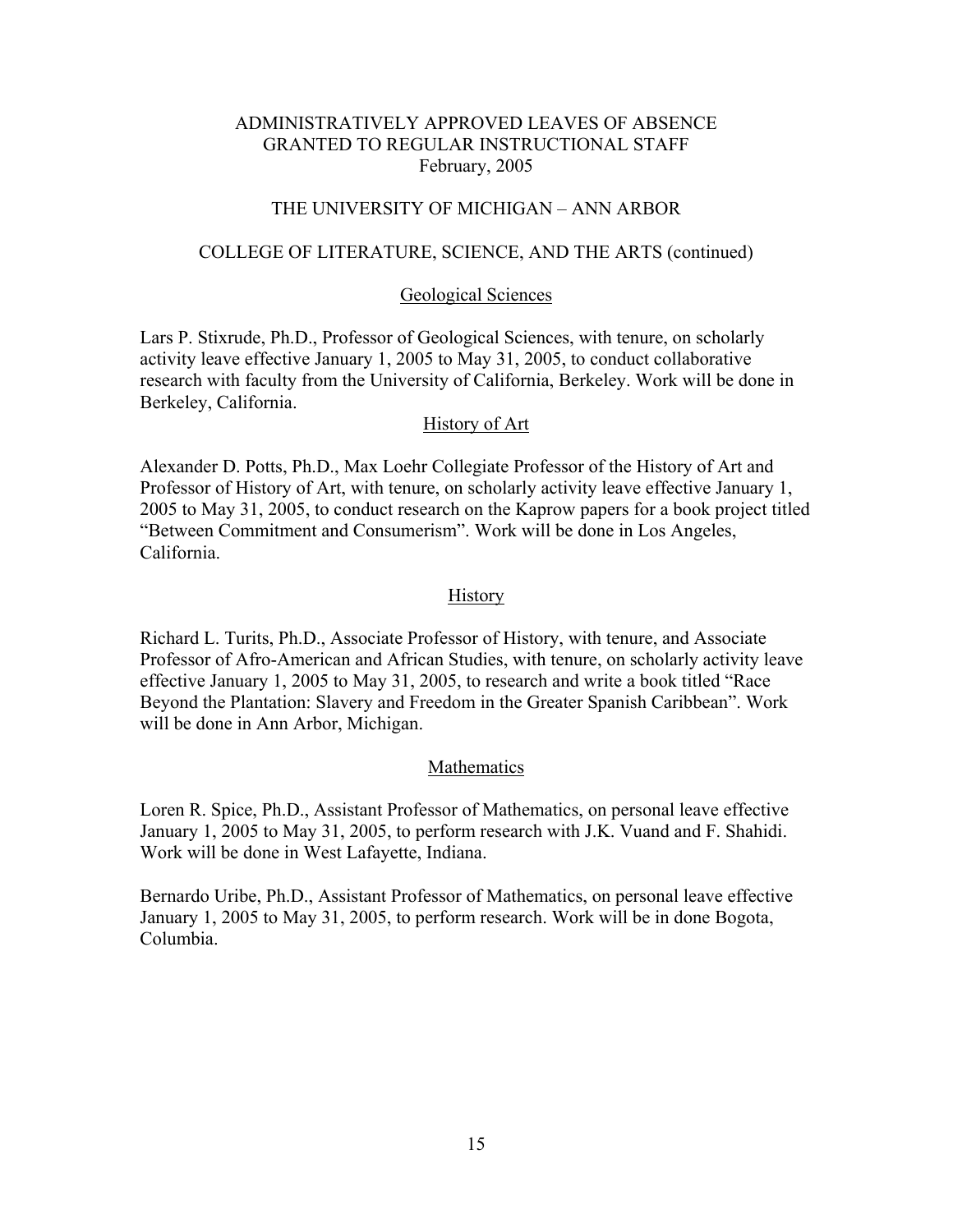ADMINISTRATIVELY APPROVED LEAVES OF ABSENCE
GRANTED TO REGULAR INSTRUCTIONAL STAFF
February, 2005

THE UNIVERSITY OF MICHIGAN – ANN ARBOR

COLLEGE OF LITERATURE, SCIENCE, AND THE ARTS (continued)

## Geological Sciences

Lars P. Stixrude, Ph.D., Professor of Geological Sciences, with tenure, on scholarly activity leave effective January 1, 2005 to May 31, 2005, to conduct collaborative research with faculty from the University of California, Berkeley. Work will be done in Berkeley, California.

## History of Art

Alexander D. Potts, Ph.D., Max Loehr Collegiate Professor of the History of Art and Professor of History of Art, with tenure, on scholarly activity leave effective January 1, 2005 to May 31, 2005, to conduct research on the Kaprow papers for a book project titled "Between Commitment and Consumerism". Work will be done in Los Angeles, California.

## History

Richard L. Turits, Ph.D., Associate Professor of History, with tenure, and Associate Professor of Afro-American and African Studies, with tenure, on scholarly activity leave effective January 1, 2005 to May 31, 2005, to research and write a book titled "Race Beyond the Plantation: Slavery and Freedom in the Greater Spanish Caribbean". Work will be done in Ann Arbor, Michigan.

## Mathematics

Loren R. Spice, Ph.D., Assistant Professor of Mathematics, on personal leave effective January 1, 2005 to May 31, 2005, to perform research with J.K. Vuand and F. Shahidi. Work will be done in West Lafayette, Indiana.

Bernardo Uribe, Ph.D., Assistant Professor of Mathematics, on personal leave effective January 1, 2005 to May 31, 2005, to perform research. Work will be in done Bogota, Columbia.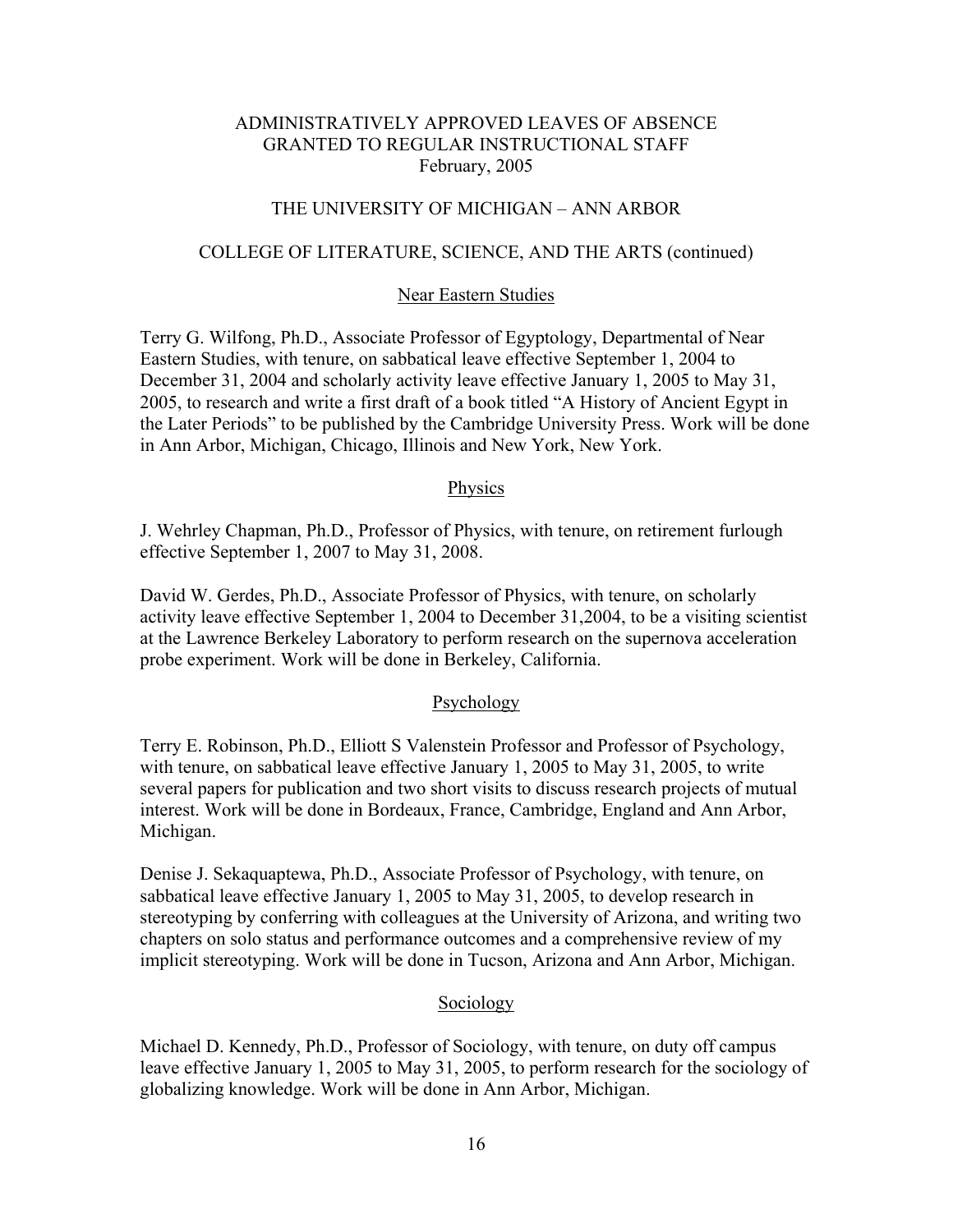ADMINISTRATIVELY APPROVED LEAVES OF ABSENCE
GRANTED TO REGULAR INSTRUCTIONAL STAFF
February, 2005

THE UNIVERSITY OF MICHIGAN – ANN ARBOR

COLLEGE OF LITERATURE, SCIENCE, AND THE ARTS (continued)

Near Eastern Studies

Terry G. Wilfong, Ph.D., Associate Professor of Egyptology, Departmental of Near Eastern Studies, with tenure, on sabbatical leave effective September 1, 2004 to December 31, 2004 and scholarly activity leave effective January 1, 2005 to May 31, 2005, to research and write a first draft of a book titled "A History of Ancient Egypt in the Later Periods" to be published by the Cambridge University Press. Work will be done in Ann Arbor, Michigan, Chicago, Illinois and New York, New York.

Physics

J. Wehrley Chapman, Ph.D., Professor of Physics, with tenure, on retirement furlough effective September 1, 2007 to May 31, 2008.

David W. Gerdes, Ph.D., Associate Professor of Physics, with tenure, on scholarly activity leave effective September 1, 2004 to December 31,2004, to be a visiting scientist at the Lawrence Berkeley Laboratory to perform research on the supernova acceleration probe experiment. Work will be done in Berkeley, California.

Psychology

Terry E. Robinson, Ph.D., Elliott S Valenstein Professor and Professor of Psychology, with tenure, on sabbatical leave effective January 1, 2005 to May 31, 2005, to write several papers for publication and two short visits to discuss research projects of mutual interest. Work will be done in Bordeaux, France, Cambridge, England and Ann Arbor, Michigan.

Denise J. Sekaquaptewa, Ph.D., Associate Professor of Psychology, with tenure, on sabbatical leave effective January 1, 2005 to May 31, 2005, to develop research in stereotyping by conferring with colleagues at the University of Arizona, and writing two chapters on solo status and performance outcomes and a comprehensive review of my implicit stereotyping. Work will be done in Tucson, Arizona and Ann Arbor, Michigan.

Sociology

Michael D. Kennedy, Ph.D., Professor of Sociology, with tenure, on duty off campus leave effective January 1, 2005 to May 31, 2005, to perform research for the sociology of globalizing knowledge. Work will be done in Ann Arbor, Michigan.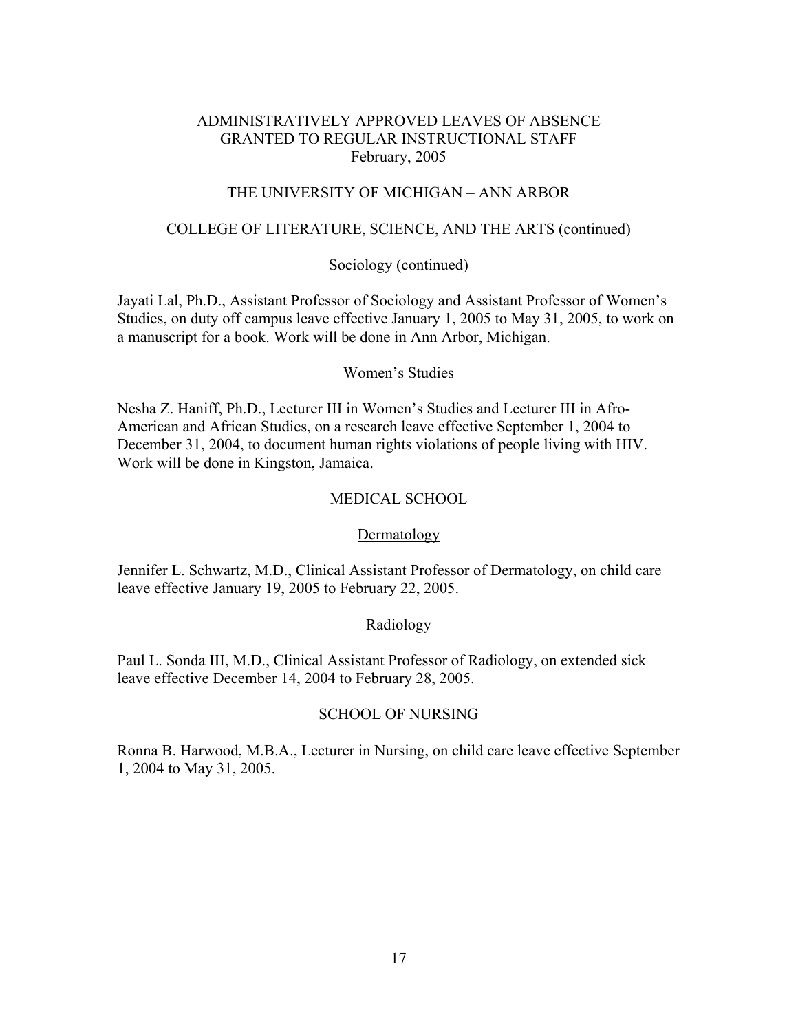# ADMINISTRATIVELY APPROVED LEAVES OF ABSENCE GRANTED TO REGULAR INSTRUCTIONAL STAFF
February, 2005

## THE UNIVERSITY OF MICHIGAN – ANN ARBOR

### COLLEGE OF LITERATURE, SCIENCE, AND THE ARTS (continued)

#### Sociology (continued)

Jayati Lal, Ph.D., Assistant Professor of Sociology and Assistant Professor of Women's Studies, on duty off campus leave effective January 1, 2005 to May 31, 2005, to work on a manuscript for a book. Work will be done in Ann Arbor, Michigan.

#### Women's Studies

Nesha Z. Haniff, Ph.D., Lecturer III in Women's Studies and Lecturer III in Afro-American and African Studies, on a research leave effective September 1, 2004 to December 31, 2004, to document human rights violations of people living with HIV. Work will be done in Kingston, Jamaica.

### MEDICAL SCHOOL

#### Dermatology

Jennifer L. Schwartz, M.D., Clinical Assistant Professor of Dermatology, on child care leave effective January 19, 2005 to February 22, 2005.

#### Radiology

Paul L. Sonda III, M.D., Clinical Assistant Professor of Radiology, on extended sick leave effective December 14, 2004 to February 28, 2005.

### SCHOOL OF NURSING

Ronna B. Harwood, M.B.A., Lecturer in Nursing, on child care leave effective September 1, 2004 to May 31, 2005.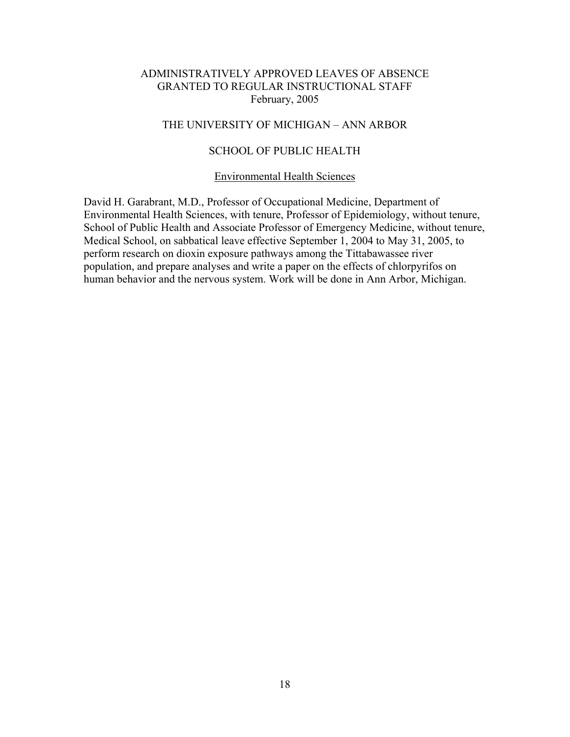# ADMINISTRATIVELY APPROVED LEAVES OF ABSENCE GRANTED TO REGULAR INSTRUCTIONAL STAFF

February, 2005

## THE UNIVERSITY OF MICHIGAN – ANN ARBOR

### SCHOOL OF PUBLIC HEALTH

#### Environmental Health Sciences

David H. Garabrant, M.D., Professor of Occupational Medicine, Department of Environmental Health Sciences, with tenure, Professor of Epidemiology, without tenure, School of Public Health and Associate Professor of Emergency Medicine, without tenure, Medical School, on sabbatical leave effective September 1, 2004 to May 31, 2005, to perform research on dioxin exposure pathways among the Tittabawassee river population, and prepare analyses and write a paper on the effects of chlorpyrifos on human behavior and the nervous system. Work will be done in Ann Arbor, Michigan.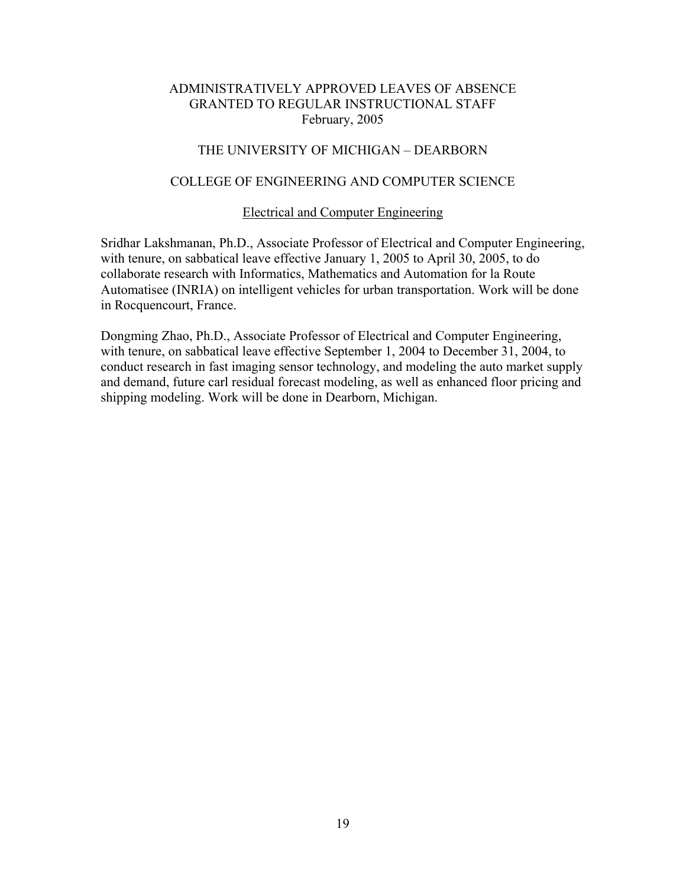# ADMINISTRATIVELY APPROVED LEAVES OF ABSENCE GRANTED TO REGULAR INSTRUCTIONAL STAFF

February, 2005

## THE UNIVERSITY OF MICHIGAN – DEARBORN

## COLLEGE OF ENGINEERING AND COMPUTER SCIENCE

### Electrical and Computer Engineering

Sridhar Lakshmanan, Ph.D., Associate Professor of Electrical and Computer Engineering, with tenure, on sabbatical leave effective January 1, 2005 to April 30, 2005, to do collaborate research with Informatics, Mathematics and Automation for la Route Automatisee (INRIA) on intelligent vehicles for urban transportation. Work will be done in Rocquencourt, France.

Dongming Zhao, Ph.D., Associate Professor of Electrical and Computer Engineering, with tenure, on sabbatical leave effective September 1, 2004 to December 31, 2004, to conduct research in fast imaging sensor technology, and modeling the auto market supply and demand, future carl residual forecast modeling, as well as enhanced floor pricing and shipping modeling. Work will be done in Dearborn, Michigan.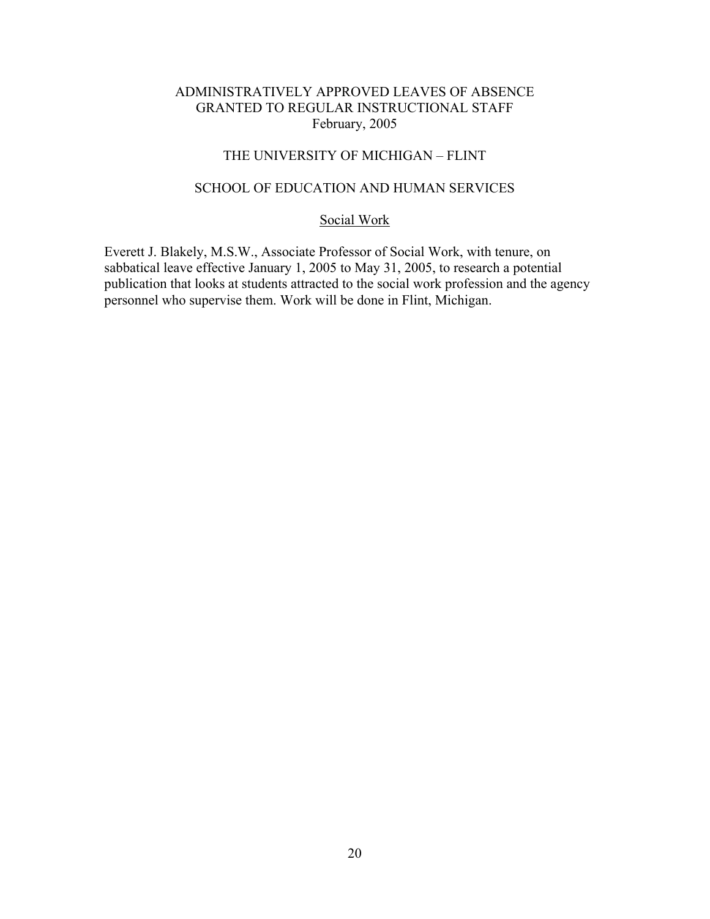# ADMINISTRATIVELY APPROVED LEAVES OF ABSENCE GRANTED TO REGULAR INSTRUCTIONAL STAFF
February, 2005

## THE UNIVERSITY OF MICHIGAN – FLINT

## SCHOOL OF EDUCATION AND HUMAN SERVICES

### Social Work

Everett J. Blakely, M.S.W., Associate Professor of Social Work, with tenure, on sabbatical leave effective January 1, 2005 to May 31, 2005, to research a potential publication that looks at students attracted to the social work profession and the agency personnel who supervise them. Work will be done in Flint, Michigan.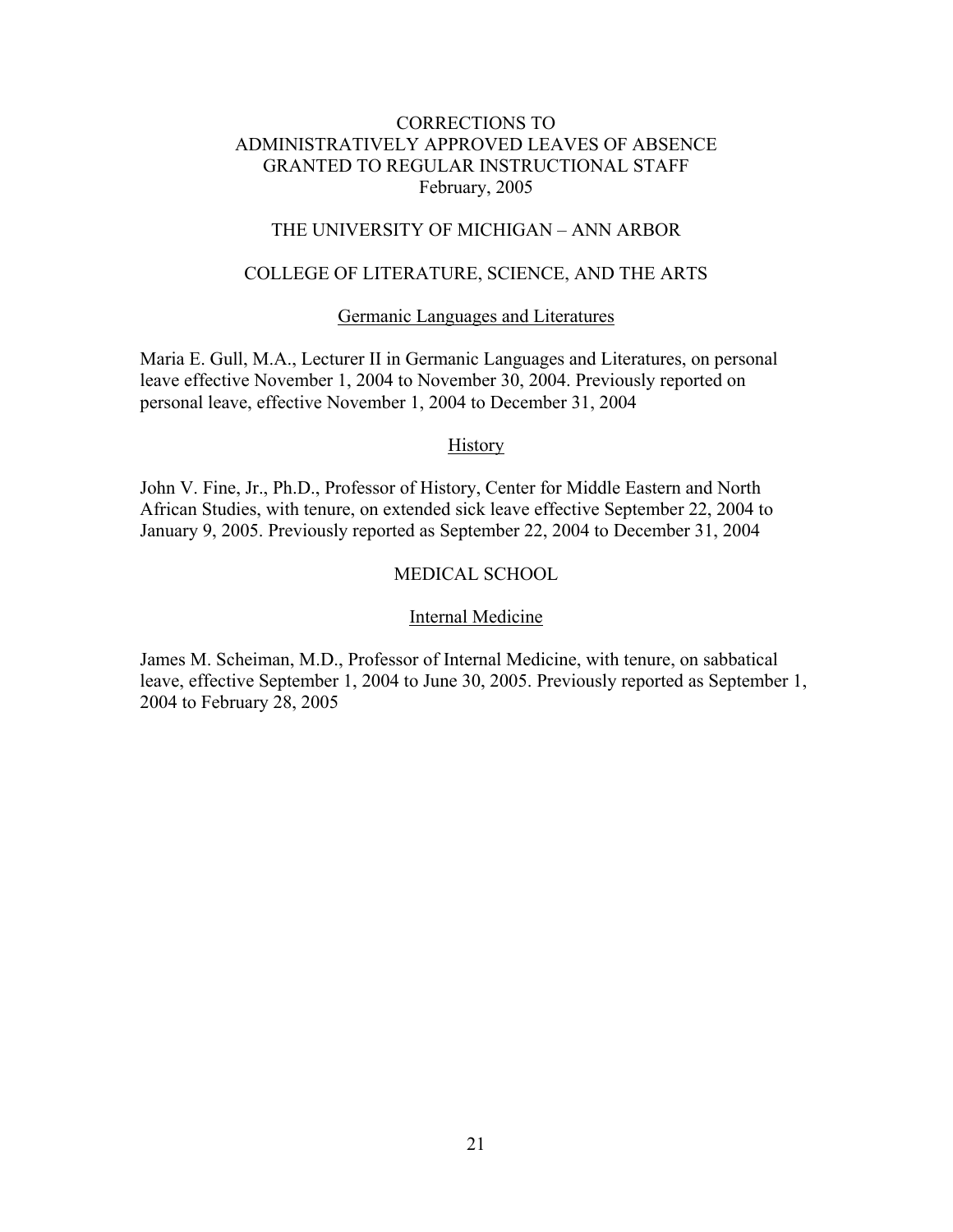# CORRECTIONS TO ADMINISTRATIVELY APPROVED LEAVES OF ABSENCE GRANTED TO REGULAR INSTRUCTIONAL STAFF

February, 2005

## THE UNIVERSITY OF MICHIGAN – ANN ARBOR

## COLLEGE OF LITERATURE, SCIENCE, AND THE ARTS

### Germanic Languages and Literatures

Maria E. Gull, M.A., Lecturer II in Germanic Languages and Literatures, on personal leave effective November 1, 2004 to November 30, 2004. Previously reported on personal leave, effective November 1, 2004 to December 31, 2004

### History

John V. Fine, Jr., Ph.D., Professor of History, Center for Middle Eastern and North African Studies, with tenure, on extended sick leave effective September 22, 2004 to January 9, 2005. Previously reported as September 22, 2004 to December 31, 2004

## MEDICAL SCHOOL

### Internal Medicine

James M. Scheiman, M.D., Professor of Internal Medicine, with tenure, on sabbatical leave, effective September 1, 2004 to June 30, 2005. Previously reported as September 1, 2004 to February 28, 2005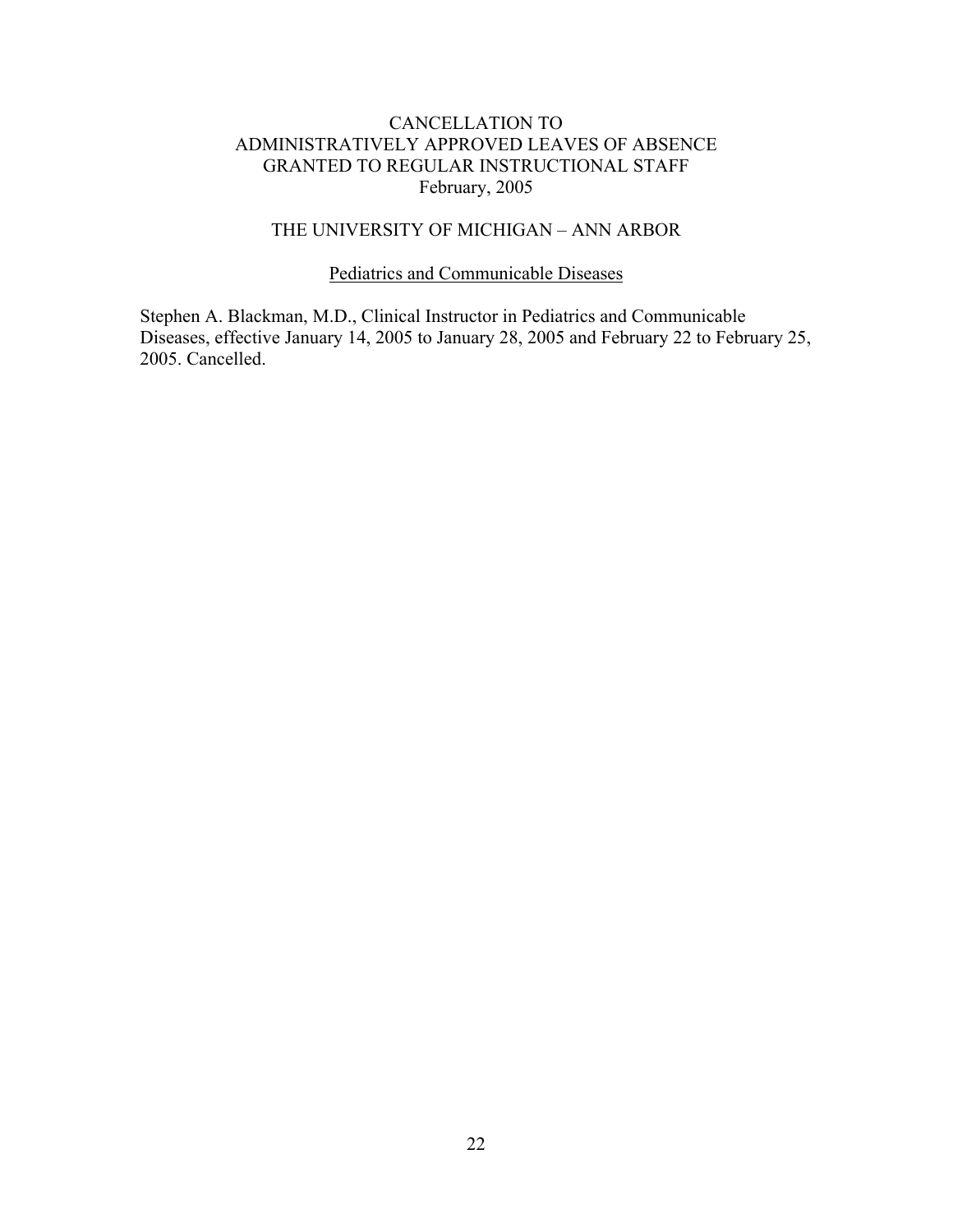# CANCELLATION TO ADMINISTRATIVELY APPROVED LEAVES OF ABSENCE GRANTED TO REGULAR INSTRUCTIONAL STAFF

February, 2005

## THE UNIVERSITY OF MICHIGAN – ANN ARBOR

### Pediatrics and Communicable Diseases

Stephen A. Blackman, M.D., Clinical Instructor in Pediatrics and Communicable Diseases, effective January 14, 2005 to January 28, 2005 and February 22 to February 25, 2005. Cancelled.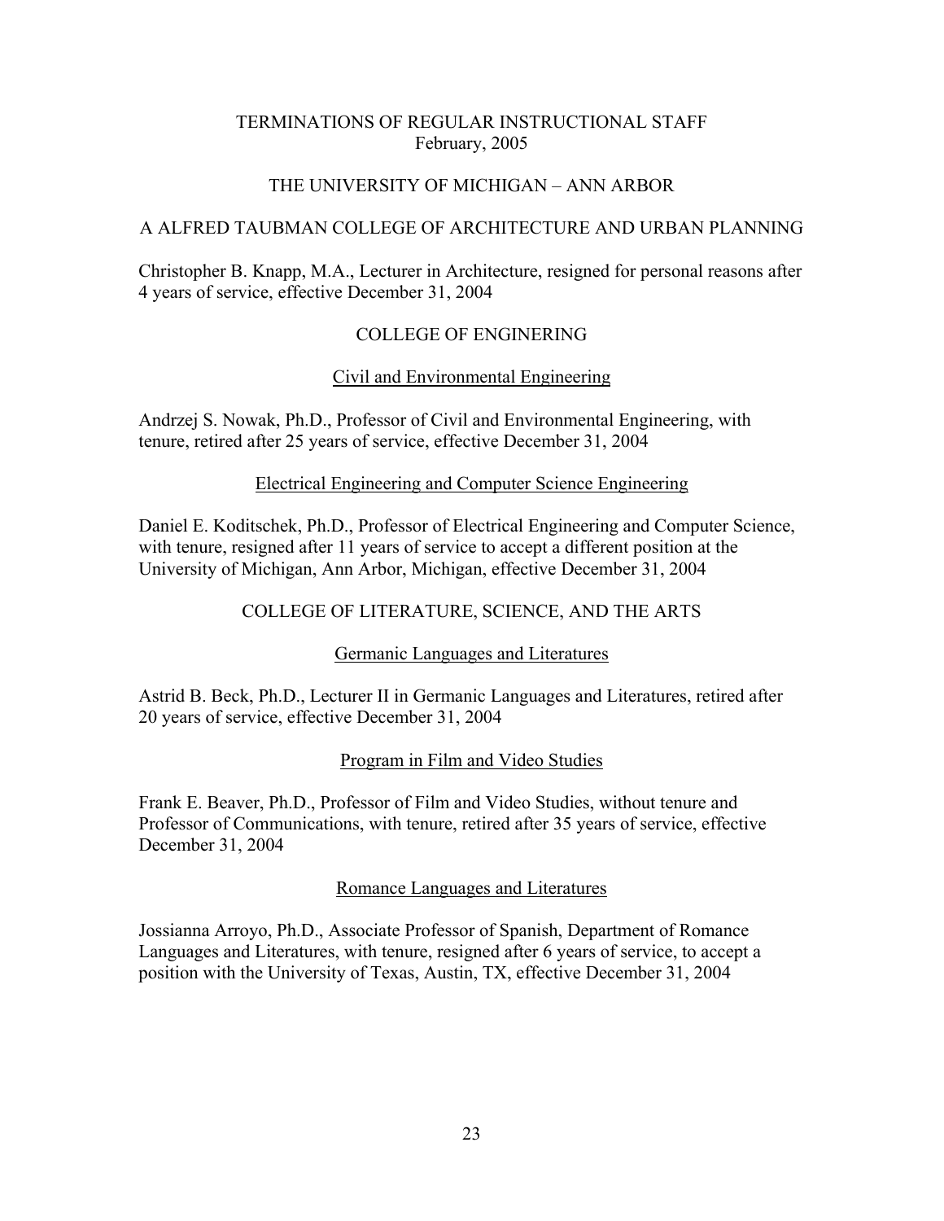# TERMINATIONS OF REGULAR INSTRUCTIONAL STAFF
February, 2005

## THE UNIVERSITY OF MICHIGAN – ANN ARBOR

### A ALFRED TAUBMAN COLLEGE OF ARCHITECTURE AND URBAN PLANNING

Christopher B. Knapp, M.A., Lecturer in Architecture, resigned for personal reasons after 4 years of service, effective December 31, 2004

### COLLEGE OF ENGINERING

#### Civil and Environmental Engineering

Andrzej S. Nowak, Ph.D., Professor of Civil and Environmental Engineering, with tenure, retired after 25 years of service, effective December 31, 2004

#### Electrical Engineering and Computer Science Engineering

Daniel E. Koditschek, Ph.D., Professor of Electrical Engineering and Computer Science, with tenure, resigned after 11 years of service to accept a different position at the University of Michigan, Ann Arbor, Michigan, effective December 31, 2004

### COLLEGE OF LITERATURE, SCIENCE, AND THE ARTS

#### Germanic Languages and Literatures

Astrid B. Beck, Ph.D., Lecturer II in Germanic Languages and Literatures, retired after 20 years of service, effective December 31, 2004

#### Program in Film and Video Studies

Frank E. Beaver, Ph.D., Professor of Film and Video Studies, without tenure and Professor of Communications, with tenure, retired after 35 years of service, effective December 31, 2004

#### Romance Languages and Literatures

Jossianna Arroyo, Ph.D., Associate Professor of Spanish, Department of Romance Languages and Literatures, with tenure, resigned after 6 years of service, to accept a position with the University of Texas, Austin, TX, effective December 31, 2004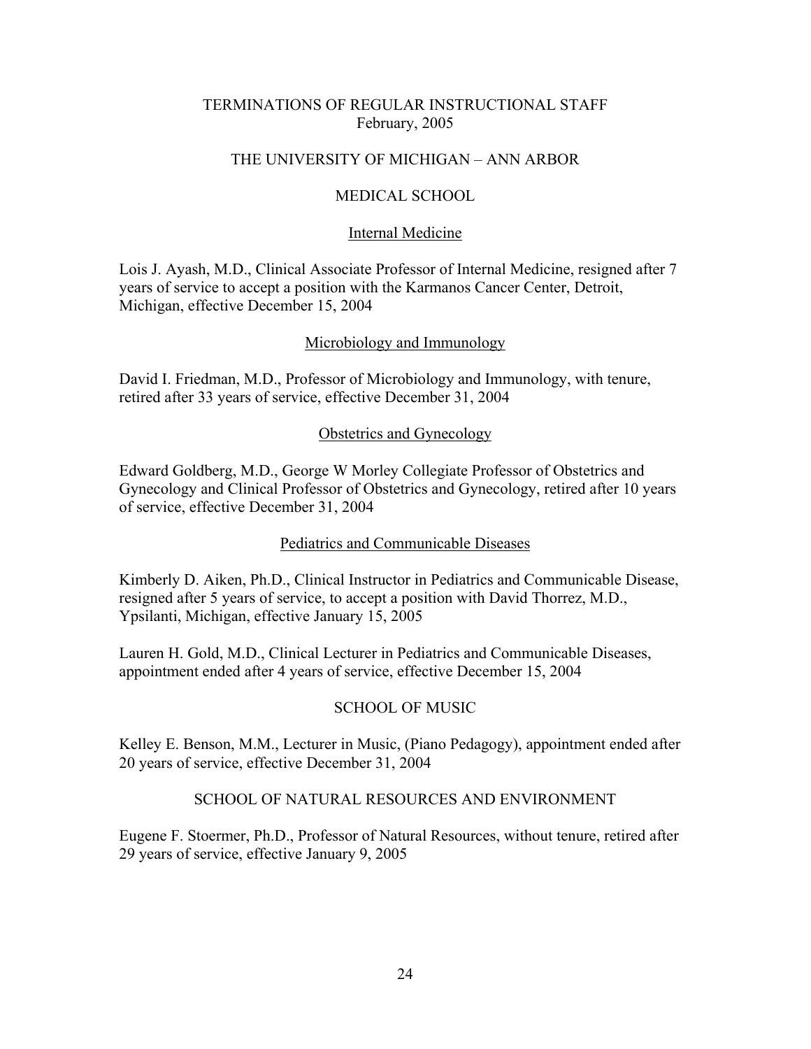# TERMINATIONS OF REGULAR INSTRUCTIONAL STAFF
February, 2005

## THE UNIVERSITY OF MICHIGAN – ANN ARBOR

### MEDICAL SCHOOL

#### Internal Medicine

Lois J. Ayash, M.D., Clinical Associate Professor of Internal Medicine, resigned after 7 years of service to accept a position with the Karmanos Cancer Center, Detroit, Michigan, effective December 15, 2004

#### Microbiology and Immunology

David I. Friedman, M.D., Professor of Microbiology and Immunology, with tenure, retired after 33 years of service, effective December 31, 2004

#### Obstetrics and Gynecology

Edward Goldberg, M.D., George W Morley Collegiate Professor of Obstetrics and Gynecology and Clinical Professor of Obstetrics and Gynecology, retired after 10 years of service, effective December 31, 2004

#### Pediatrics and Communicable Diseases

Kimberly D. Aiken, Ph.D., Clinical Instructor in Pediatrics and Communicable Disease, resigned after 5 years of service, to accept a position with David Thorrez, M.D., Ypsilanti, Michigan, effective January 15, 2005

Lauren H. Gold, M.D., Clinical Lecturer in Pediatrics and Communicable Diseases, appointment ended after 4 years of service, effective December 15, 2004

### SCHOOL OF MUSIC

Kelley E. Benson, M.M., Lecturer in Music, (Piano Pedagogy), appointment ended after 20 years of service, effective December 31, 2004

### SCHOOL OF NATURAL RESOURCES AND ENVIRONMENT

Eugene F. Stoermer, Ph.D., Professor of Natural Resources, without tenure, retired after 29 years of service, effective January 9, 2005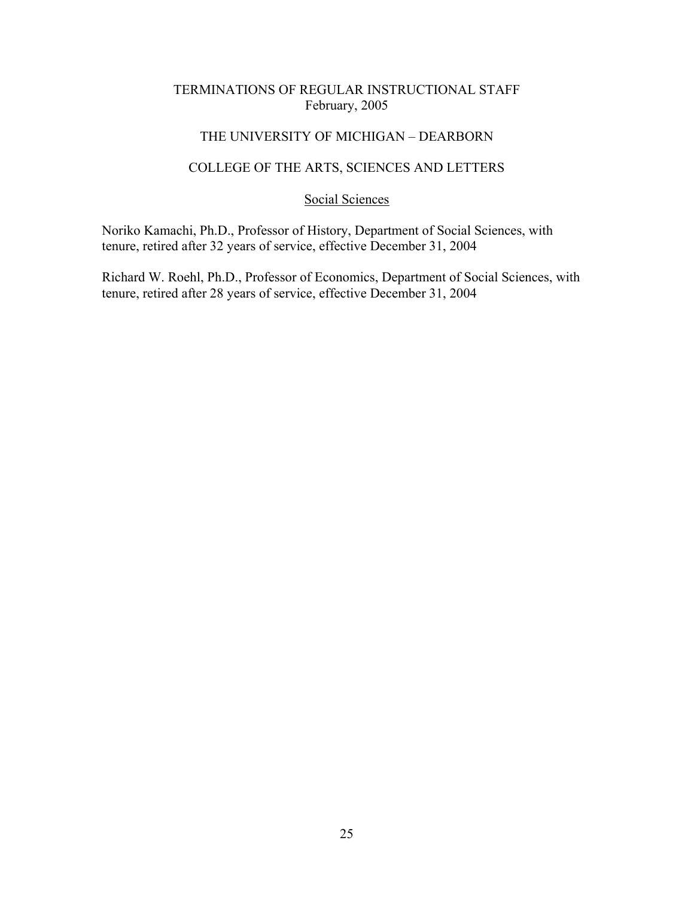# TERMINATIONS OF REGULAR INSTRUCTIONAL STAFF
February, 2005

## THE UNIVERSITY OF MICHIGAN – DEARBORN

## COLLEGE OF THE ARTS, SCIENCES AND LETTERS

### Social Sciences

Noriko Kamachi, Ph.D., Professor of History, Department of Social Sciences, with tenure, retired after 32 years of service, effective December 31, 2004

Richard W. Roehl, Ph.D., Professor of Economics, Department of Social Sciences, with tenure, retired after 28 years of service, effective December 31, 2004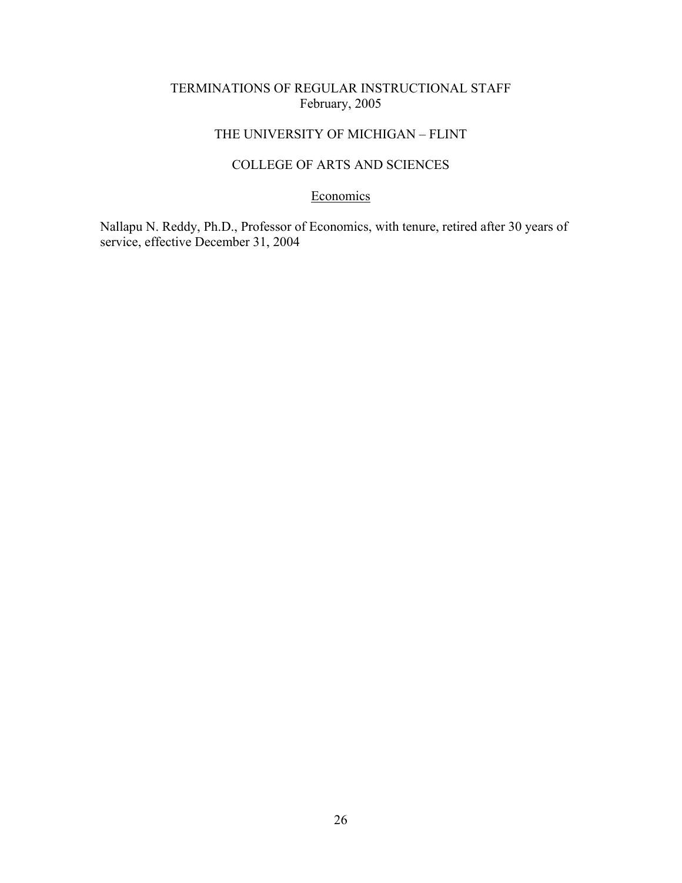# TERMINATIONS OF REGULAR INSTRUCTIONAL STAFF
February, 2005

## THE UNIVERSITY OF MICHIGAN – FLINT

## COLLEGE OF ARTS AND SCIENCES

### Economics

Nallapu N. Reddy, Ph.D., Professor of Economics, with tenure, retired after 30 years of service, effective December 31, 2004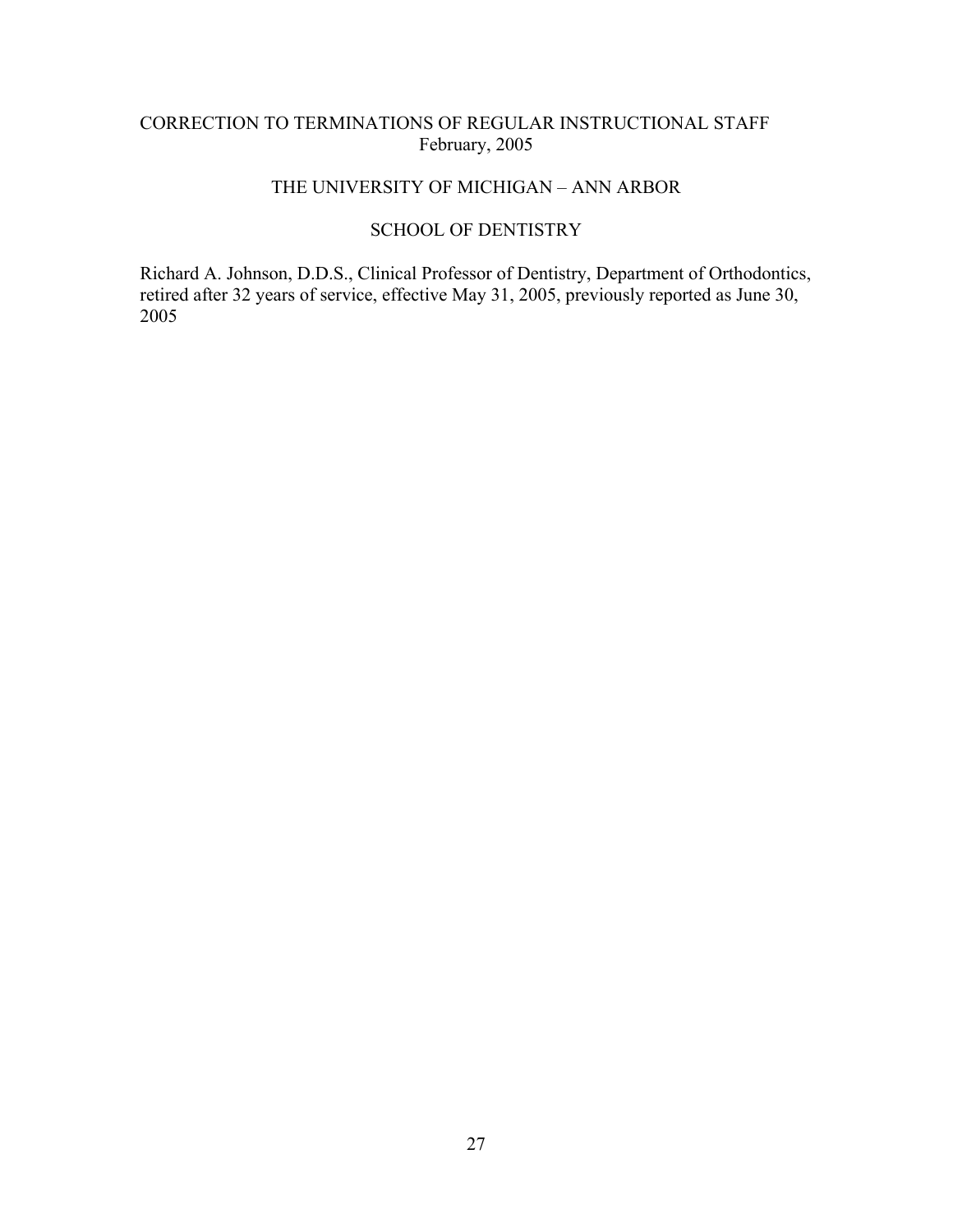# CORRECTION TO TERMINATIONS OF REGULAR INSTRUCTIONAL STAFF
February, 2005

## THE UNIVERSITY OF MICHIGAN – ANN ARBOR

### SCHOOL OF DENTISTRY

Richard A. Johnson, D.D.S., Clinical Professor of Dentistry, Department of Orthodontics, retired after 32 years of service, effective May 31, 2005, previously reported as June 30, 2005